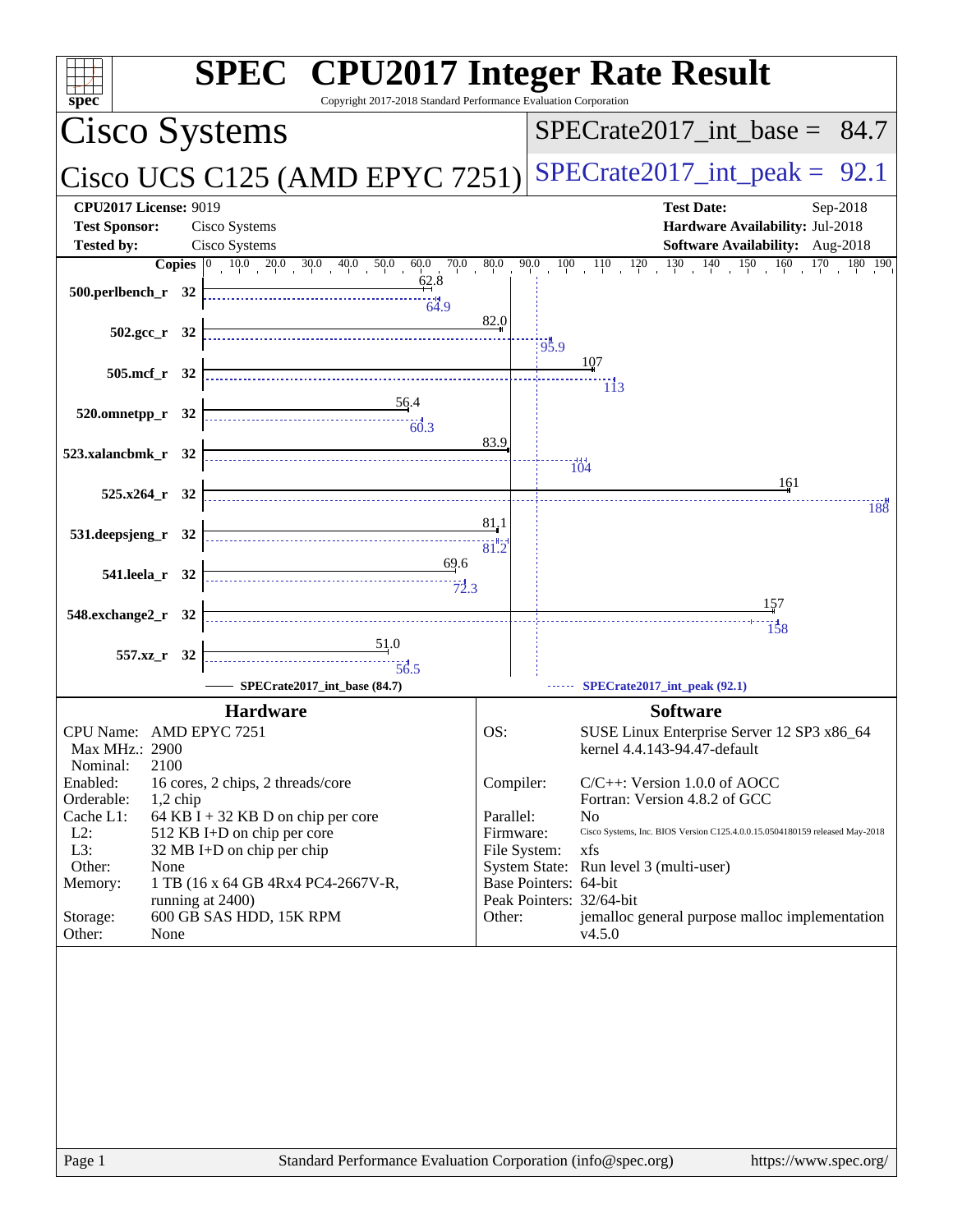# SPEC CPU2017 Integer Rate Result

Copyright 2017-2018 Standard Performance Evaluation Corporation

## Cisco Systems

## Cisco UCS C125 (AMD EPYC 7251)

SPECrate2017_int_base = 84.7

SPECrate2017_int_peak = 92.1

| | | | |
|---|---|---|---|
| **CPU2017 License:** | 9019 | **Test Date:** | Sep-2018 |
| **Test Sponsor:** | Cisco Systems | **Hardware Availability:** | Jul-2018 |
| **Tested by:** | Cisco Systems | **Software Availability:** | Aug-2018 |

| Benchmark | Copies | Base | Peak |
|---|---|---|---|
| 500.perlbench_r | 32 | 62.8 | 64.9 |
| 502.gcc_r | 32 | 82.0 | 95.9 |
| 505.mcf_r | 32 | 107 | 113 |
| 520.omnetpp_r | 32 | 56.4 | 60.3 |
| 523.xalancbmk_r | 32 | 83.9 | 104 |
| 525.x264_r | 32 | 161 | 188 |
| 531.deepsjeng_r | 32 | 81.1 | 81.2 |
| 541.leela_r | 32 | 69.6 | 72.3 |
| 548.exchange2_r | 32 | 157 | 158 |
| 557.xz_r | 32 | 51.0 | 56.5 |

SPECrate2017_int_base (84.7) — SPECrate2017_int_peak (92.1)

## Hardware

| | |
|---|---|
| CPU Name: | AMD EPYC 7251 |
| Max MHz.: | 2900 |
| Nominal: | 2100 |
| Enabled: | 16 cores, 2 chips, 2 threads/core |
| Orderable: | 1,2 chip |
| Cache L1: | 64 KB I + 32 KB D on chip per core |
| L2: | 512 KB I+D on chip per core |
| L3: | 32 MB I+D on chip per chip |
| Other: | None |
| Memory: | 1 TB (16 x 64 GB 4Rx4 PC4-2667V-R, running at 2400) |
| Storage: | 600 GB SAS HDD, 15K RPM |
| Other: | None |

## Software

| | |
|---|---|
| OS: | SUSE Linux Enterprise Server 12 SP3 x86_64 kernel 4.4.143-94.47-default |
| Compiler: | C/C++: Version 1.0.0 of AOCC Fortran: Version 4.8.2 of GCC |
| Parallel: | No |
| Firmware: | Cisco Systems, Inc. BIOS Version C125.4.0.0.15.0504180159 released May-2018 |
| File System: | xfs |
| System State: | Run level 3 (multi-user) |
| Base Pointers: | 64-bit |
| Peak Pointers: | 32/64-bit |
| Other: | jemalloc general purpose malloc implementation v4.5.0 |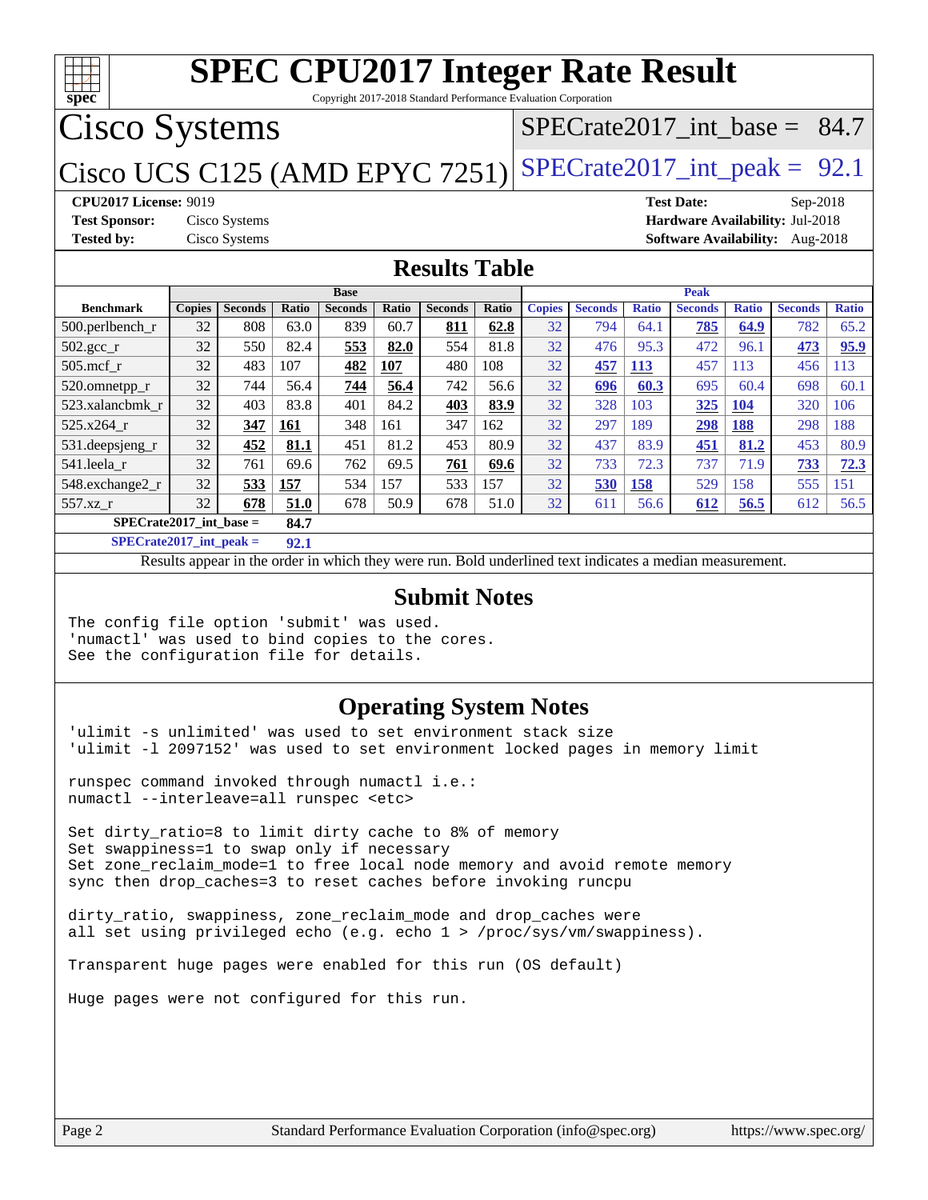# SPEC CPU2017 Integer Rate Result

Copyright 2017-2018 Standard Performance Evaluation Corporation

## Cisco Systems

## Cisco UCS C125 (AMD EPYC 7251)

SPECrate2017_int_base = 84.7

SPECrate2017_int_peak = 92.1

**CPU2017 License:** 9019
**Test Sponsor:** Cisco Systems
**Tested by:** Cisco Systems

**Test Date:** Sep-2018
**Hardware Availability:** Jul-2018
**Software Availability:** Aug-2018

## Results Table

| Benchmark | Base | | | | | | | Peak | | | | | | |
|---|---|---|---|---|---|---|---|---|---|---|---|---|---|---|
| | Copies | Seconds | Ratio | Seconds | Ratio | Seconds | Ratio | Copies | Seconds | Ratio | Seconds | Ratio | Seconds | Ratio |
| 500.perlbench_r | 32 | 808 | 63.0 | 839 | 60.7 | **811** | **62.8** | 32 | 794 | 64.1 | **785** | **64.9** | 782 | 65.2 |
| 502.gcc_r | 32 | 550 | 82.4 | **553** | **82.0** | 554 | 81.8 | 32 | 476 | 95.3 | 472 | 96.1 | **473** | **95.9** |
| 505.mcf_r | 32 | 483 | 107 | **482** | **107** | 480 | 108 | 32 | **457** | **113** | 457 | 113 | 456 | 113 |
| 520.omnetpp_r | 32 | 744 | 56.4 | **744** | **56.4** | 742 | 56.6 | 32 | **696** | **60.3** | 695 | 60.4 | 698 | 60.1 |
| 523.xalancbmk_r | 32 | 403 | 83.8 | 401 | 84.2 | **403** | **83.9** | 32 | 328 | 103 | **325** | **104** | 320 | 106 |
| 525.x264_r | 32 | **347** | **161** | 348 | 161 | 347 | 162 | 32 | 297 | 189 | **298** | **188** | 298 | 188 |
| 531.deepsjeng_r | 32 | **452** | **81.1** | 451 | 81.2 | 453 | 80.9 | 32 | 437 | 83.9 | **451** | **81.2** | 453 | 80.9 |
| 541.leela_r | 32 | 761 | 69.6 | 762 | 69.5 | **761** | **69.6** | 32 | 733 | 72.3 | 737 | 71.9 | **733** | **72.3** |
| 548.exchange2_r | 32 | **533** | **157** | 534 | 157 | 533 | 157 | 32 | **530** | **158** | 529 | 158 | 555 | 151 |
| 557.xz_r | 32 | **678** | **51.0** | 678 | 50.9 | 678 | 51.0 | 32 | 611 | 56.6 | **612** | **56.5** | 612 | 56.5 |

**SPECrate2017_int_base = 84.7**

**SPECrate2017_int_peak = 92.1**

Results appear in the order in which they were run. Bold underlined text indicates a median measurement.

## Submit Notes

```
The config file option 'submit' was used.
'numactl' was used to bind copies to the cores.
See the configuration file for details.
```

## Operating System Notes

```
'ulimit -s unlimited' was used to set environment stack size
'ulimit -l 2097152' was used to set environment locked pages in memory limit

runspec command invoked through numactl i.e.:
numactl --interleave=all runspec <etc>

Set dirty_ratio=8 to limit dirty cache to 8% of memory
Set swappiness=1 to swap only if necessary
Set zone_reclaim_mode=1 to free local node memory and avoid remote memory
sync then drop_caches=3 to reset caches before invoking runcpu

dirty_ratio, swappiness, zone_reclaim_mode and drop_caches were
all set using privileged echo (e.g. echo 1 > /proc/sys/vm/swappiness).

Transparent huge pages were enabled for this run (OS default)

Huge pages were not configured for this run.
```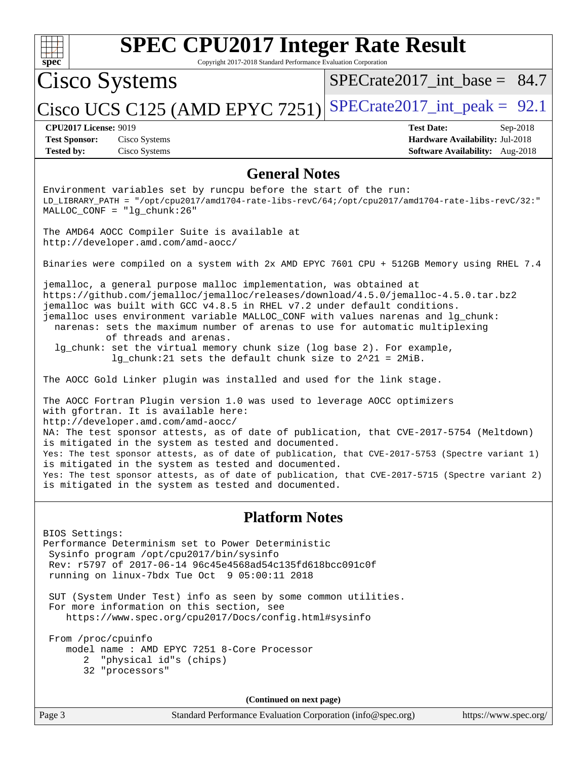# SPEC CPU2017 Integer Rate Result

Copyright 2017-2018 Standard Performance Evaluation Corporation

**Cisco Systems**

**Cisco UCS C125 (AMD EPYC 7251)**

SPECrate2017_int_base = 84.7

SPECrate2017_int_peak = 92.1

| | | | |
|---|---|---|---|
| **CPU2017 License:** | 9019 | **Test Date:** | Sep-2018 |
| **Test Sponsor:** | Cisco Systems | **Hardware Availability:** | Jul-2018 |
| **Tested by:** | Cisco Systems | **Software Availability:** | Aug-2018 |

## General Notes

```
Environment variables set by runcpu before the start of the run:
LD_LIBRARY_PATH = "/opt/cpu2017/amd1704-rate-libs-revC/64;/opt/cpu2017/amd1704-rate-libs-revC/32:"
MALLOC_CONF = "lg_chunk:26"

The AMD64 AOCC Compiler Suite is available at
http://developer.amd.com/amd-aocc/

Binaries were compiled on a system with 2x AMD EPYC 7601 CPU + 512GB Memory using RHEL 7.4

jemalloc, a general purpose malloc implementation, was obtained at
https://github.com/jemalloc/jemalloc/releases/download/4.5.0/jemalloc-4.5.0.tar.bz2
jemalloc was built with GCC v4.8.5 in RHEL v7.2 under default conditions.
jemalloc uses environment variable MALLOC_CONF with values narenas and lg_chunk:
  narenas: sets the maximum number of arenas to use for automatic multiplexing
           of threads and arenas.
  lg_chunk: set the virtual memory chunk size (log base 2). For example,
            lg_chunk:21 sets the default chunk size to 2^21 = 2MiB.

The AOCC Gold Linker plugin was installed and used for the link stage.

The AOCC Fortran Plugin version 1.0 was used to leverage AOCC optimizers
with gfortran. It is available here:
http://developer.amd.com/amd-aocc/
NA: The test sponsor attests, as of date of publication, that CVE-2017-5754 (Meltdown)
is mitigated in the system as tested and documented.
Yes: The test sponsor attests, as of date of publication, that CVE-2017-5753 (Spectre variant 1)
is mitigated in the system as tested and documented.
Yes: The test sponsor attests, as of date of publication, that CVE-2017-5715 (Spectre variant 2)
is mitigated in the system as tested and documented.
```

## Platform Notes

```
BIOS Settings:
Performance Determinism set to Power Deterministic
 Sysinfo program /opt/cpu2017/bin/sysinfo
 Rev: r5797 of 2017-06-14 96c45e4568ad54c135fd618bcc091c0f
 running on linux-7bdx Tue Oct  9 05:00:11 2018

 SUT (System Under Test) info as seen by some common utilities.
 For more information on this section, see
    https://www.spec.org/cpu2017/Docs/config.html#sysinfo

 From /proc/cpuinfo
    model name : AMD EPYC 7251 8-Core Processor
       2  "physical id"s (chips)
       32 "processors"
```

**(Continued on next page)**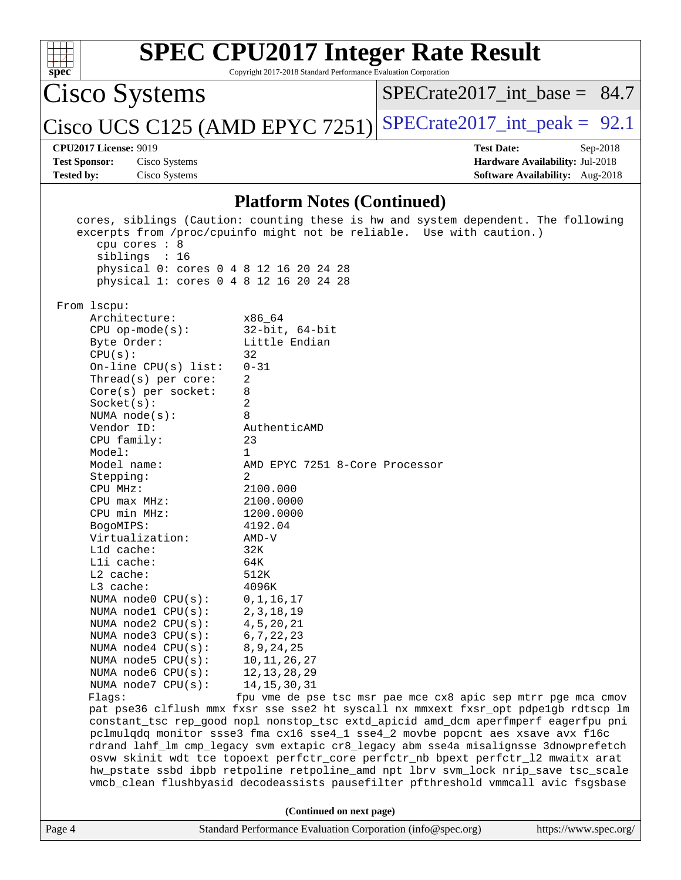## Platform Notes (Continued)

```
   cores, siblings (Caution: counting these is hw and system dependent. The following
   excerpts from /proc/cpuinfo might not be reliable.  Use with caution.)
      cpu cores : 8
      siblings  : 16
      physical 0: cores 0 4 8 12 16 20 24 28
      physical 1: cores 0 4 8 12 16 20 24 28

 From lscpu:
     Architecture:          x86_64
     CPU op-mode(s):        32-bit, 64-bit
     Byte Order:            Little Endian
     CPU(s):                32
     On-line CPU(s) list:   0-31
     Thread(s) per core:    2
     Core(s) per socket:    8
     Socket(s):             2
     NUMA node(s):          8
     Vendor ID:             AuthenticAMD
     CPU family:            23
     Model:                 1
     Model name:            AMD EPYC 7251 8-Core Processor
     Stepping:              2
     CPU MHz:               2100.000
     CPU max MHz:           2100.0000
     CPU min MHz:           1200.0000
     BogoMIPS:              4192.04
     Virtualization:        AMD-V
     L1d cache:             32K
     L1i cache:             64K
     L2 cache:              512K
     L3 cache:              4096K
     NUMA node0 CPU(s):     0,1,16,17
     NUMA node1 CPU(s):     2,3,18,19
     NUMA node2 CPU(s):     4,5,20,21
     NUMA node3 CPU(s):     6,7,22,23
     NUMA node4 CPU(s):     8,9,24,25
     NUMA node5 CPU(s):     10,11,26,27
     NUMA node6 CPU(s):     12,13,28,29
     NUMA node7 CPU(s):     14,15,30,31
     Flags:                 fpu vme de pse tsc msr pae mce cx8 apic sep mtrr pge mca cmov
     pat pse36 clflush mmx fxsr sse sse2 ht syscall nx mmxext fxsr_opt pdpe1gb rdtscp lm
     constant_tsc rep_good nopl nonstop_tsc extd_apicid amd_dcm aperfmperf eagerfpu pni
     pclmulqdq monitor ssse3 fma cx16 sse4_1 sse4_2 movbe popcnt aes xsave avx f16c
     rdrand lahf_lm cmp_legacy svm extapic cr8_legacy abm sse4a misalignsse 3dnowprefetch
     osvw skinit wdt tce topoext perfctr_core perfctr_nb bpext perfctr_l2 mwaitx arat
     hw_pstate ssbd ibpb retpoline retpoline_amd npt lbrv svm_lock nrip_save tsc_scale
     vmcb_clean flushbyasid decodeassists pausefilter pfthreshold vmmcall avic fsgsbase
```

**(Continued on next page)**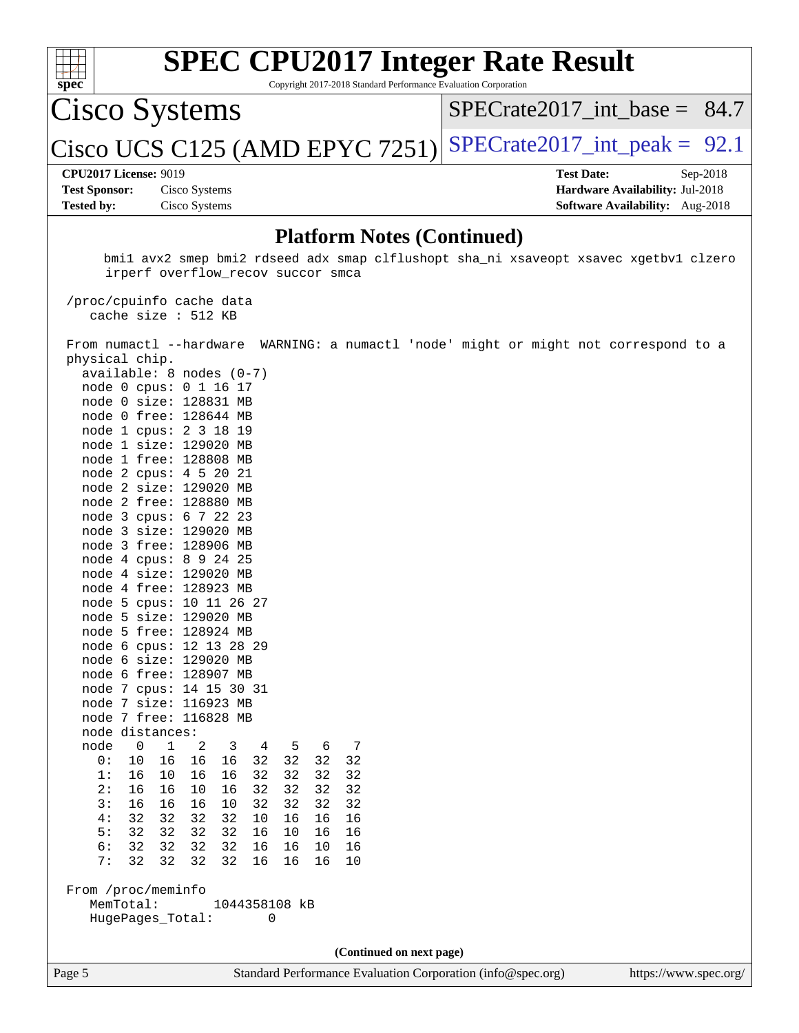## Platform Notes (Continued)

```
      bmi1 avx2 smep bmi2 rdseed adx smap clflushopt sha_ni xsaveopt xsavec xgetbv1 clzero
      irperf overflow_recov succor smca

 /proc/cpuinfo cache data
    cache size : 512 KB

 From numactl --hardware  WARNING: a numactl 'node' might or might not correspond to a
 physical chip.
   available: 8 nodes (0-7)
   node 0 cpus: 0 1 16 17
   node 0 size: 128831 MB
   node 0 free: 128644 MB
   node 1 cpus: 2 3 18 19
   node 1 size: 129020 MB
   node 1 free: 128808 MB
   node 2 cpus: 4 5 20 21
   node 2 size: 129020 MB
   node 2 free: 128880 MB
   node 3 cpus: 6 7 22 23
   node 3 size: 129020 MB
   node 3 free: 128906 MB
   node 4 cpus: 8 9 24 25
   node 4 size: 129020 MB
   node 4 free: 128923 MB
   node 5 cpus: 10 11 26 27
   node 5 size: 129020 MB
   node 5 free: 128924 MB
   node 6 cpus: 12 13 28 29
   node 6 size: 129020 MB
   node 6 free: 128907 MB
   node 7 cpus: 14 15 30 31
   node 7 size: 116923 MB
   node 7 free: 116828 MB
   node distances:
   node   0   1   2   3   4   5   6   7
     0:  10  16  16  16  32  32  32  32
     1:  16  10  16  16  32  32  32  32
     2:  16  16  10  16  32  32  32  32
     3:  16  16  16  10  32  32  32  32
     4:  32  32  32  32  10  16  16  16
     5:  32  32  32  32  16  10  16  16
     6:  32  32  32  32  16  16  10  16
     7:  32  32  32  32  16  16  16  10

 From /proc/meminfo
    MemTotal:       1044358108 kB
    HugePages_Total:       0
```

**(Continued on next page)**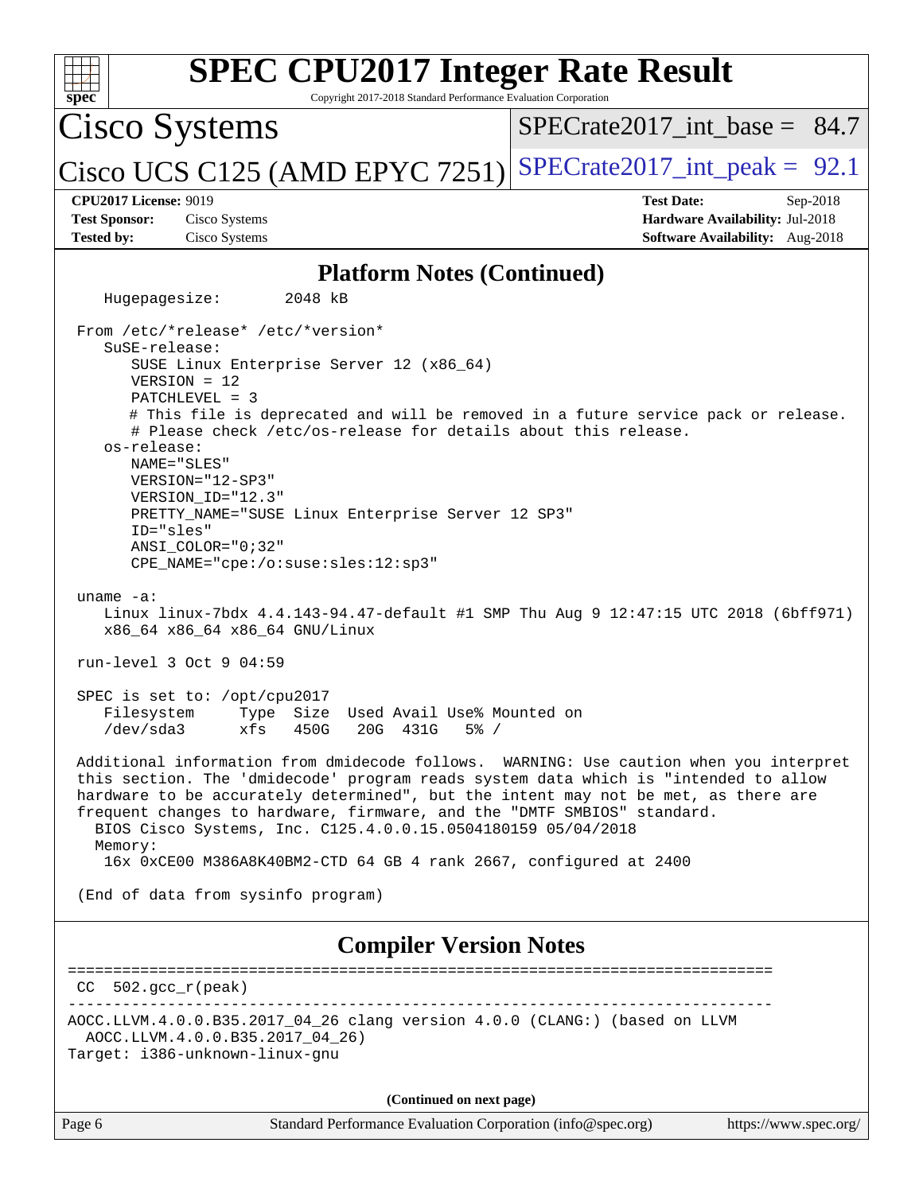# SPEC CPU2017 Integer Rate Result

Copyright 2017-2018 Standard Performance Evaluation Corporation

Cisco Systems

Cisco UCS C125 (AMD EPYC 7251)

SPECrate2017_int_base = 84.7

SPECrate2017_int_peak = 92.1

**CPU2017 License:** 9019
**Test Sponsor:** Cisco Systems
**Tested by:** Cisco Systems

**Test Date:** Sep-2018
**Hardware Availability:** Jul-2018
**Software Availability:** Aug-2018

## Platform Notes (Continued)

```
    Hugepagesize:        2048 kB

 From /etc/*release* /etc/*version*
    SuSE-release:
       SUSE Linux Enterprise Server 12 (x86_64)
       VERSION = 12
       PATCHLEVEL = 3
       # This file is deprecated and will be removed in a future service pack or release.
       # Please check /etc/os-release for details about this release.
    os-release:
       NAME="SLES"
       VERSION="12-SP3"
       VERSION_ID="12.3"
       PRETTY_NAME="SUSE Linux Enterprise Server 12 SP3"
       ID="sles"
       ANSI_COLOR="0;32"
       CPE_NAME="cpe:/o:suse:sles:12:sp3"

 uname -a:
    Linux linux-7bdx 4.4.143-94.47-default #1 SMP Thu Aug 9 12:47:15 UTC 2018 (6bff971)
    x86_64 x86_64 x86_64 GNU/Linux

 run-level 3 Oct 9 04:59

 SPEC is set to: /opt/cpu2017
    Filesystem     Type  Size  Used Avail Use% Mounted on
    /dev/sda3      xfs   450G   20G  431G   5% /

 Additional information from dmidecode follows.  WARNING: Use caution when you interpret
 this section. The 'dmidecode' program reads system data which is "intended to allow
 hardware to be accurately determined", but the intent may not be met, as there are
 frequent changes to hardware, firmware, and the "DMTF SMBIOS" standard.
   BIOS Cisco Systems, Inc. C125.4.0.0.15.0504180159 05/04/2018
   Memory:
    16x 0xCE00 M386A8K40BM2-CTD 64 GB 4 rank 2667, configured at 2400

 (End of data from sysinfo program)
```

## Compiler Version Notes

```
==============================================================================
 CC  502.gcc_r(peak)
------------------------------------------------------------------------------
AOCC.LLVM.4.0.0.B35.2017_04_26 clang version 4.0.0 (CLANG:) (based on LLVM
  AOCC.LLVM.4.0.0.B35.2017_04_26)
Target: i386-unknown-linux-gnu
```

(Continued on next page)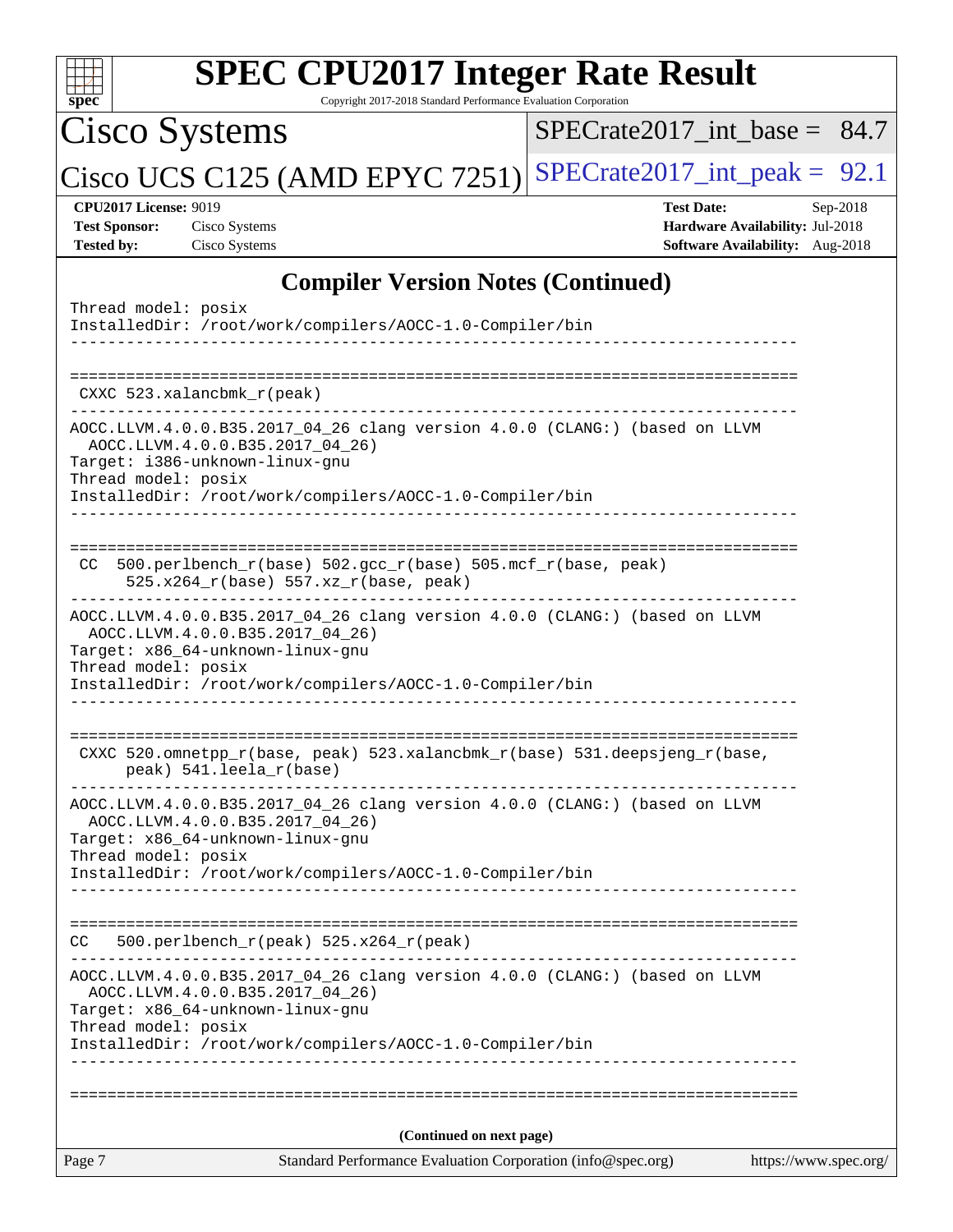## Compiler Version Notes (Continued)

```
Thread model: posix
InstalledDir: /root/work/compilers/AOCC-1.0-Compiler/bin
------------------------------------------------------------------------------

==============================================================================
 CXXC 523.xalancbmk_r(peak)
------------------------------------------------------------------------------
AOCC.LLVM.4.0.0.B35.2017_04_26 clang version 4.0.0 (CLANG:) (based on LLVM
  AOCC.LLVM.4.0.0.B35.2017_04_26)
Target: i386-unknown-linux-gnu
Thread model: posix
InstalledDir: /root/work/compilers/AOCC-1.0-Compiler/bin
------------------------------------------------------------------------------

==============================================================================
 CC  500.perlbench_r(base) 502.gcc_r(base) 505.mcf_r(base, peak)
      525.x264_r(base) 557.xz_r(base, peak)
------------------------------------------------------------------------------
AOCC.LLVM.4.0.0.B35.2017_04_26 clang version 4.0.0 (CLANG:) (based on LLVM
  AOCC.LLVM.4.0.0.B35.2017_04_26)
Target: x86_64-unknown-linux-gnu
Thread model: posix
InstalledDir: /root/work/compilers/AOCC-1.0-Compiler/bin
------------------------------------------------------------------------------

==============================================================================
 CXXC 520.omnetpp_r(base, peak) 523.xalancbmk_r(base) 531.deepsjeng_r(base,
      peak) 541.leela_r(base)
------------------------------------------------------------------------------
AOCC.LLVM.4.0.0.B35.2017_04_26 clang version 4.0.0 (CLANG:) (based on LLVM
  AOCC.LLVM.4.0.0.B35.2017_04_26)
Target: x86_64-unknown-linux-gnu
Thread model: posix
InstalledDir: /root/work/compilers/AOCC-1.0-Compiler/bin
------------------------------------------------------------------------------

==============================================================================
CC   500.perlbench_r(peak) 525.x264_r(peak)
------------------------------------------------------------------------------
AOCC.LLVM.4.0.0.B35.2017_04_26 clang version 4.0.0 (CLANG:) (based on LLVM
  AOCC.LLVM.4.0.0.B35.2017_04_26)
Target: x86_64-unknown-linux-gnu
Thread model: posix
InstalledDir: /root/work/compilers/AOCC-1.0-Compiler/bin
------------------------------------------------------------------------------

==============================================================================
```

(Continued on next page)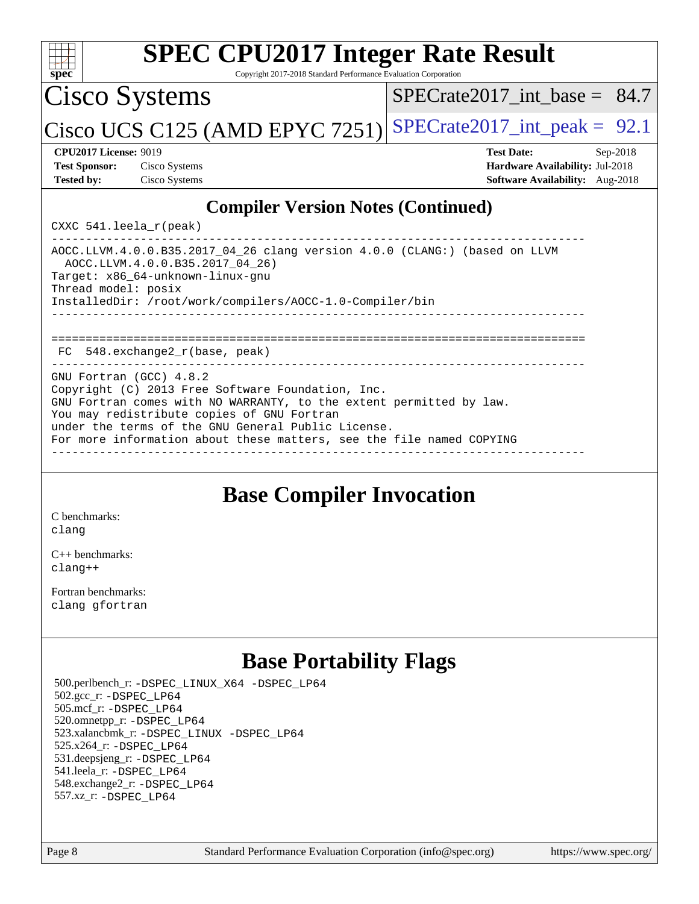# SPEC CPU2017 Integer Rate Result

Copyright 2017-2018 Standard Performance Evaluation Corporation

## Cisco Systems

## Cisco UCS C125 (AMD EPYC 7251)

SPECrate2017_int_base = 84.7

SPECrate2017_int_peak = 92.1

**CPU2017 License:** 9019
**Test Sponsor:** Cisco Systems
**Tested by:** Cisco Systems

**Test Date:** Sep-2018
**Hardware Availability:** Jul-2018
**Software Availability:** Aug-2018

## Compiler Version Notes (Continued)

```
CXXC 541.leela_r(peak)
------------------------------------------------------------------------------
AOCC.LLVM.4.0.0.B35.2017_04_26 clang version 4.0.0 (CLANG:) (based on LLVM
  AOCC.LLVM.4.0.0.B35.2017_04_26)
Target: x86_64-unknown-linux-gnu
Thread model: posix
InstalledDir: /root/work/compilers/AOCC-1.0-Compiler/bin
------------------------------------------------------------------------------

==============================================================================
 FC  548.exchange2_r(base, peak)
------------------------------------------------------------------------------
GNU Fortran (GCC) 4.8.2
Copyright (C) 2013 Free Software Foundation, Inc.
GNU Fortran comes with NO WARRANTY, to the extent permitted by law.
You may redistribute copies of GNU Fortran
under the terms of the GNU General Public License.
For more information about these matters, see the file named COPYING
------------------------------------------------------------------------------
```

## Base Compiler Invocation

C benchmarks:
clang

C++ benchmarks:
clang++

Fortran benchmarks:
clang gfortran

## Base Portability Flags

500.perlbench_r: -DSPEC_LINUX_X64 -DSPEC_LP64
502.gcc_r: -DSPEC_LP64
505.mcf_r: -DSPEC_LP64
520.omnetpp_r: -DSPEC_LP64
523.xalancbmk_r: -DSPEC_LINUX -DSPEC_LP64
525.x264_r: -DSPEC_LP64
531.deepsjeng_r: -DSPEC_LP64
541.leela_r: -DSPEC_LP64
548.exchange2_r: -DSPEC_LP64
557.xz_r: -DSPEC_LP64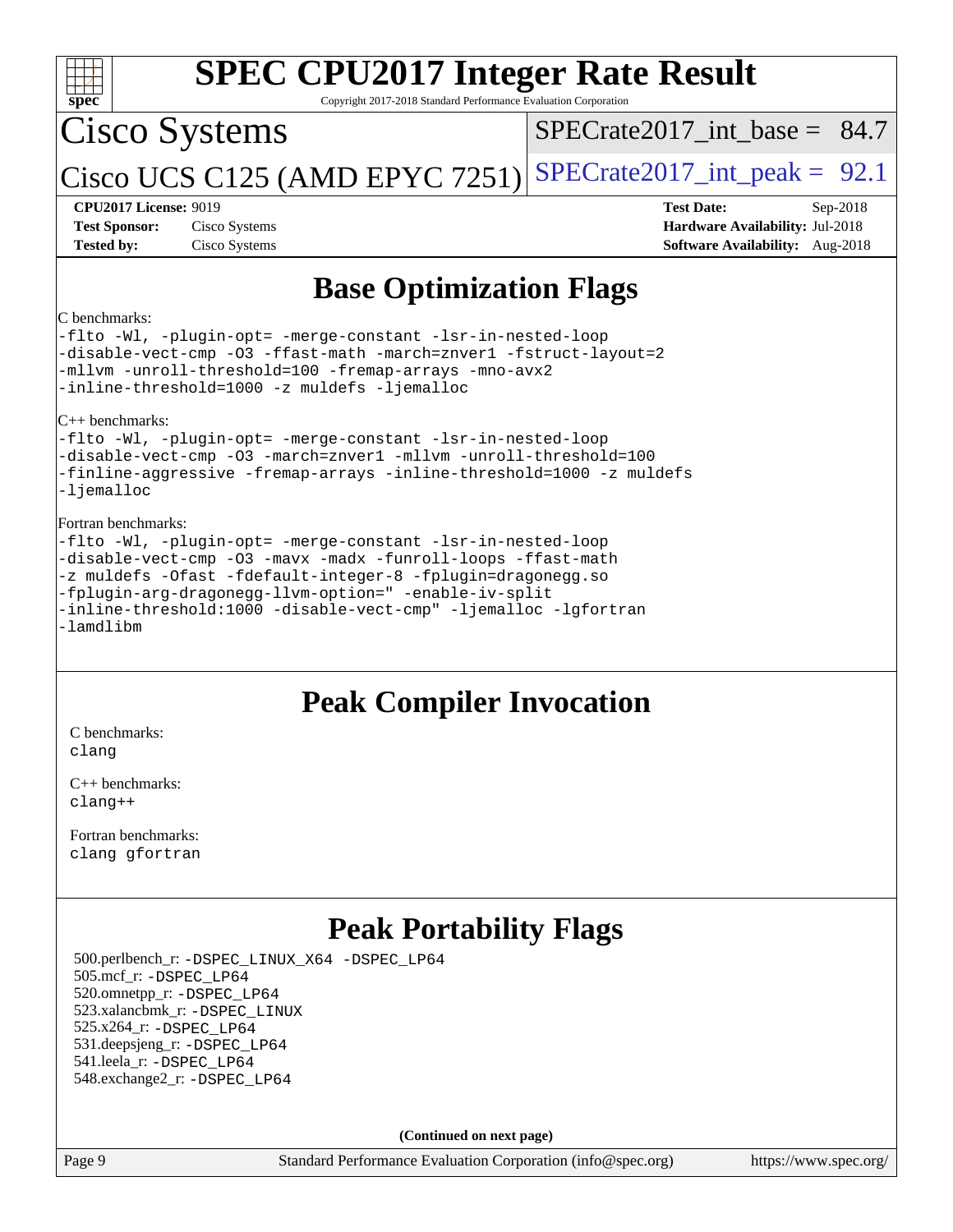## Base Optimization Flags

C benchmarks:

```
-flto -Wl, -plugin-opt= -merge-constant -lsr-in-nested-loop
-disable-vect-cmp -O3 -ffast-math -march=znver1 -fstruct-layout=2
-mllvm -unroll-threshold=100 -fremap-arrays -mno-avx2
-inline-threshold=1000 -z muldefs -ljemalloc
```

C++ benchmarks:

```
-flto -Wl, -plugin-opt= -merge-constant -lsr-in-nested-loop
-disable-vect-cmp -O3 -march=znver1 -mllvm -unroll-threshold=100
-finline-aggressive -fremap-arrays -inline-threshold=1000 -z muldefs
-ljemalloc
```

Fortran benchmarks:

```
-flto -Wl, -plugin-opt= -merge-constant -lsr-in-nested-loop
-disable-vect-cmp -O3 -mavx -madx -funroll-loops -ffast-math
-z muldefs -Ofast -fdefault-integer-8 -fplugin=dragonegg.so
-fplugin-arg-dragonegg-llvm-option=" -enable-iv-split
-inline-threshold:1000 -disable-vect-cmp" -ljemalloc -lgfortran
-lamdlibm
```

## Peak Compiler Invocation

C benchmarks:
`clang`

C++ benchmarks:
`clang++`

Fortran benchmarks:
`clang gfortran`

## Peak Portability Flags

500.perlbench_r: `-DSPEC_LINUX_X64 -DSPEC_LP64`
505.mcf_r: `-DSPEC_LP64`
520.omnetpp_r: `-DSPEC_LP64`
523.xalancbmk_r: `-DSPEC_LINUX`
525.x264_r: `-DSPEC_LP64`
531.deepsjeng_r: `-DSPEC_LP64`
541.leela_r: `-DSPEC_LP64`
548.exchange2_r: `-DSPEC_LP64`

**(Continued on next page)**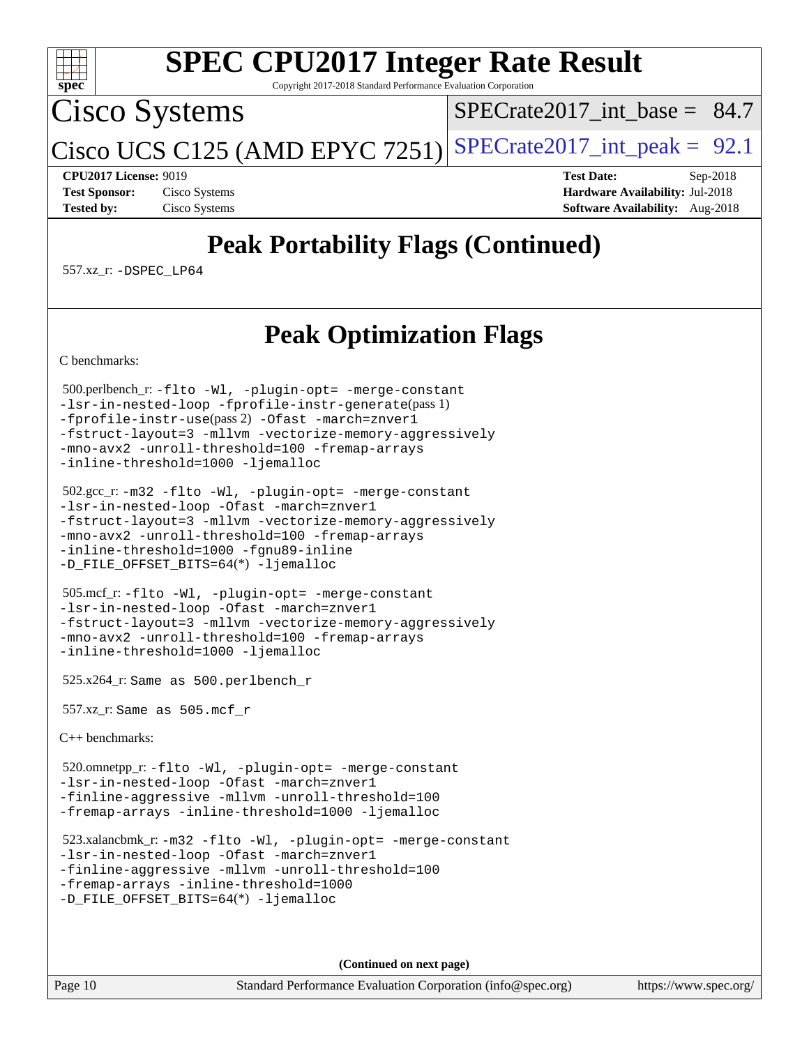# Peak Portability Flags (Continued)

557.xz_r: -DSPEC_LP64

# Peak Optimization Flags

C benchmarks:

500.perlbench_r: -flto -Wl, -plugin-opt= -merge-constant -lsr-in-nested-loop -fprofile-instr-generate(pass 1) -fprofile-instr-use(pass 2) -Ofast -march=znver1 -fstruct-layout=3 -mllvm -vectorize-memory-aggressively -mno-avx2 -unroll-threshold=100 -fremap-arrays -inline-threshold=1000 -ljemalloc

502.gcc_r: -m32 -flto -Wl, -plugin-opt= -merge-constant -lsr-in-nested-loop -Ofast -march=znver1 -fstruct-layout=3 -mllvm -vectorize-memory-aggressively -mno-avx2 -unroll-threshold=100 -fremap-arrays -inline-threshold=1000 -fgnu89-inline -D_FILE_OFFSET_BITS=64(*) -ljemalloc

505.mcf_r: -flto -Wl, -plugin-opt= -merge-constant -lsr-in-nested-loop -Ofast -march=znver1 -fstruct-layout=3 -mllvm -vectorize-memory-aggressively -mno-avx2 -unroll-threshold=100 -fremap-arrays -inline-threshold=1000 -ljemalloc

525.x264_r: Same as 500.perlbench_r

557.xz_r: Same as 505.mcf_r

C++ benchmarks:

520.omnetpp_r: -flto -Wl, -plugin-opt= -merge-constant -lsr-in-nested-loop -Ofast -march=znver1 -finline-aggressive -mllvm -unroll-threshold=100 -fremap-arrays -inline-threshold=1000 -ljemalloc

523.xalancbmk_r: -m32 -flto -Wl, -plugin-opt= -merge-constant -lsr-in-nested-loop -Ofast -march=znver1 -finline-aggressive -mllvm -unroll-threshold=100 -fremap-arrays -inline-threshold=1000 -D_FILE_OFFSET_BITS=64(*) -ljemalloc

(Continued on next page)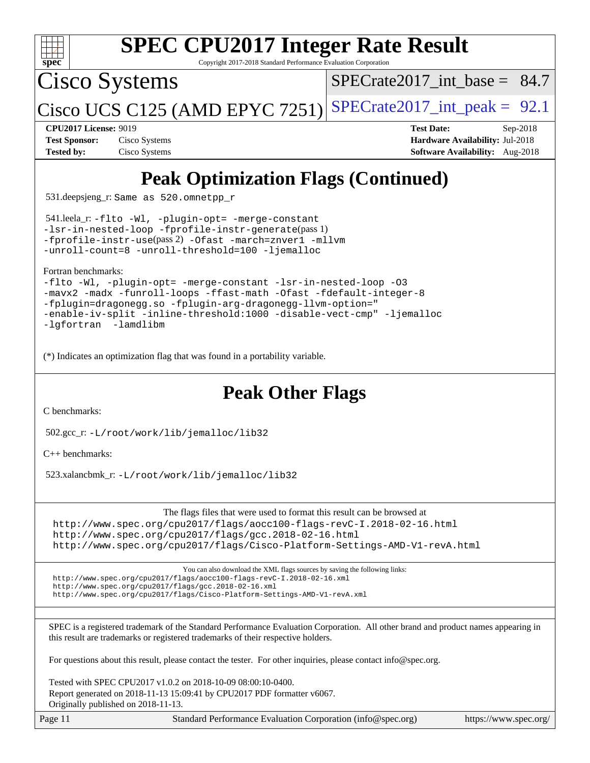# Peak Optimization Flags (Continued)

531.deepsjeng_r: Same as 520.omnetpp_r

541.leela_r: -flto -Wl, -plugin-opt= -merge-constant -lsr-in-nested-loop -fprofile-instr-generate(pass 1) -fprofile-instr-use(pass 2) -Ofast -march=znver1 -mllvm -unroll-count=8 -unroll-threshold=100 -ljemalloc

Fortran benchmarks:

-flto -Wl, -plugin-opt= -merge-constant -lsr-in-nested-loop -O3 -mavx2 -madx -funroll-loops -ffast-math -Ofast -fdefault-integer-8 -fplugin=dragonegg.so -fplugin-arg-dragonegg-llvm-option=" -enable-iv-split -inline-threshold:1000 -disable-vect-cmp" -ljemalloc -lgfortran -lamdlibm

(*) Indicates an optimization flag that was found in a portability variable.

# Peak Other Flags

C benchmarks:

502.gcc_r: -L/root/work/lib/jemalloc/lib32

C++ benchmarks:

523.xalancbmk_r: -L/root/work/lib/jemalloc/lib32

The flags files that were used to format this result can be browsed at
http://www.spec.org/cpu2017/flags/aocc100-flags-revC-I.2018-02-16.html
http://www.spec.org/cpu2017/flags/gcc.2018-02-16.html
http://www.spec.org/cpu2017/flags/Cisco-Platform-Settings-AMD-V1-revA.html

You can also download the XML flags sources by saving the following links:
http://www.spec.org/cpu2017/flags/aocc100-flags-revC-I.2018-02-16.xml
http://www.spec.org/cpu2017/flags/gcc.2018-02-16.xml
http://www.spec.org/cpu2017/flags/Cisco-Platform-Settings-AMD-V1-revA.xml

SPEC is a registered trademark of the Standard Performance Evaluation Corporation. All other brand and product names appearing in this result are trademarks or registered trademarks of their respective holders.

For questions about this result, please contact the tester. For other inquiries, please contact info@spec.org.

Tested with SPEC CPU2017 v1.0.2 on 2018-10-09 08:00:10-0400.
Report generated on 2018-11-13 15:09:41 by CPU2017 PDF formatter v6067.
Originally published on 2018-11-13.